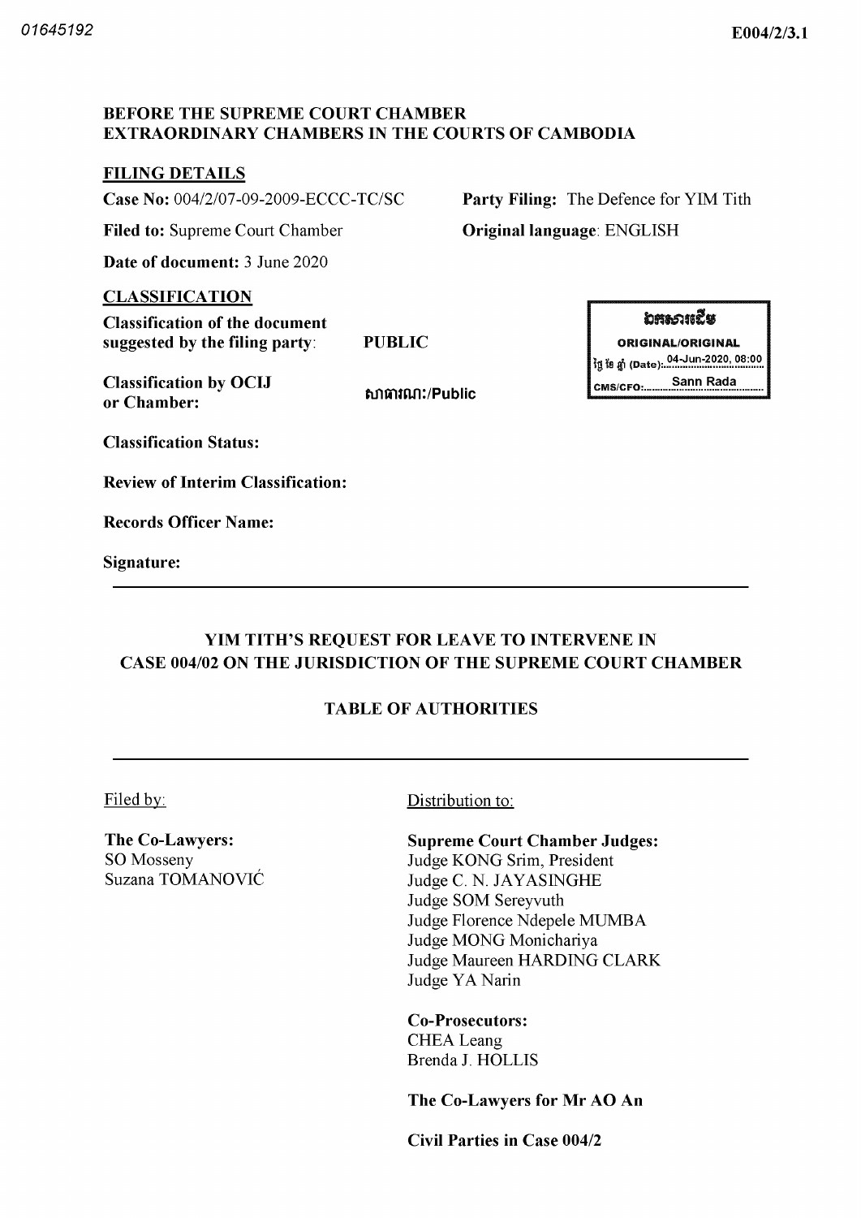01645192

**E004/2/3.1**

**BEFORE THE SUPREME COURT CHAMBER**
**EXTRAORDINARY CHAMBERS IN THE COURTS OF CAMBODIA**

**FILING DETAILS**

**Case No:** 004/2/07-09-2009-ECCC-TC/SC

**Party Filing:** The Defence for YIM Tith

**Filed to:** Supreme Court Chamber

**Original language**: ENGLISH

**Date of document:** 3 June 2020

**CLASSIFICATION**

**Classification of the document suggested by the filing party**: **PUBLIC**

**Classification by OCIJ or Chamber:** សាធារណៈ/Public

ឯកសារដើម
ORIGINAL/ORIGINAL
ថ្ងៃ ខែ ឆ្នាំ (Date): 04-Jun-2020, 08:00
CMS/CFO: Sann Rada

**Classification Status:**

**Review of Interim Classification:**

**Records Officer Name:**

**Signature:**

---

**YIM TITH'S REQUEST FOR LEAVE TO INTERVENE IN CASE 004/02 ON THE JURISDICTION OF THE SUPREME COURT CHAMBER**

**TABLE OF AUTHORITIES**

---

Filed by:

**The Co-Lawyers:**
SO Mosseny
Suzana TOMANOVIĆ

Distribution to:

**Supreme Court Chamber Judges:**
Judge KONG Srim, President
Judge C. N. JAYASINGHE
Judge SOM Sereyvuth
Judge Florence Ndepele MUMBA
Judge MONG Monichariya
Judge Maureen HARDING CLARK
Judge YA Narin

**Co-Prosecutors:**
CHEA Leang
Brenda J. HOLLIS

**The Co-Lawyers for Mr AO An**

**Civil Parties in Case 004/2**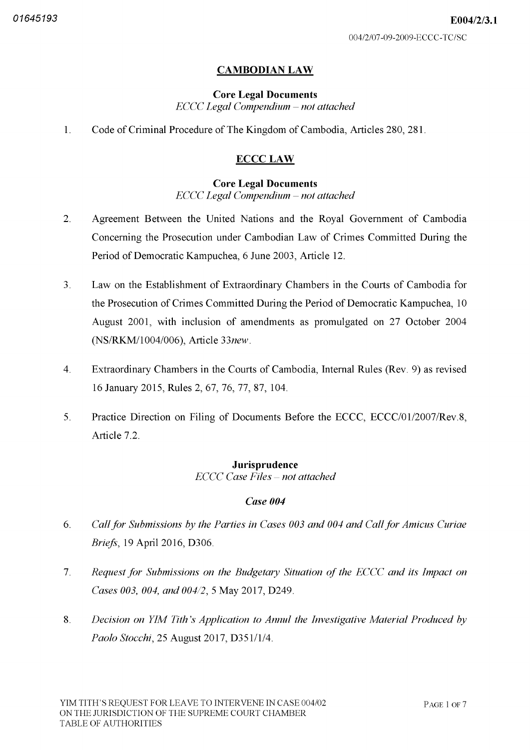## CAMBODIAN LAW

**Core Legal Documents**
*ECCC Legal Compendium – not attached*

1. Code of Criminal Procedure of The Kingdom of Cambodia, Articles 280, 281.

## ECCC LAW

**Core Legal Documents**
*ECCC Legal Compendium – not attached*

2. Agreement Between the United Nations and the Royal Government of Cambodia Concerning the Prosecution under Cambodian Law of Crimes Committed During the Period of Democratic Kampuchea, 6 June 2003, Article 12.

3. Law on the Establishment of Extraordinary Chambers in the Courts of Cambodia for the Prosecution of Crimes Committed During the Period of Democratic Kampuchea, 10 August 2001, with inclusion of amendments as promulgated on 27 October 2004 (NS/RKM/1004/006), Article 33*new*.

4. Extraordinary Chambers in the Courts of Cambodia, Internal Rules (Rev. 9) as revised 16 January 2015, Rules 2, 67, 76, 77, 87, 104.

5. Practice Direction on Filing of Documents Before the ECCC, ECCC/01/2007/Rev.8, Article 7.2.

**Jurisprudence**
*ECCC Case Files – not attached*

***Case 004***

6. *Call for Submissions by the Parties in Cases 003 and 004 and Call for Amicus Curiae Briefs*, 19 April 2016, D306.

7. *Request for Submissions on the Budgetary Situation of the ECCC and its Impact on Cases 003, 004, and 004/2*, 5 May 2017, D249.

8. *Decision on YIM Tith's Application to Annul the Investigative Material Produced by Paolo Stocchi*, 25 August 2017, D351/1/4.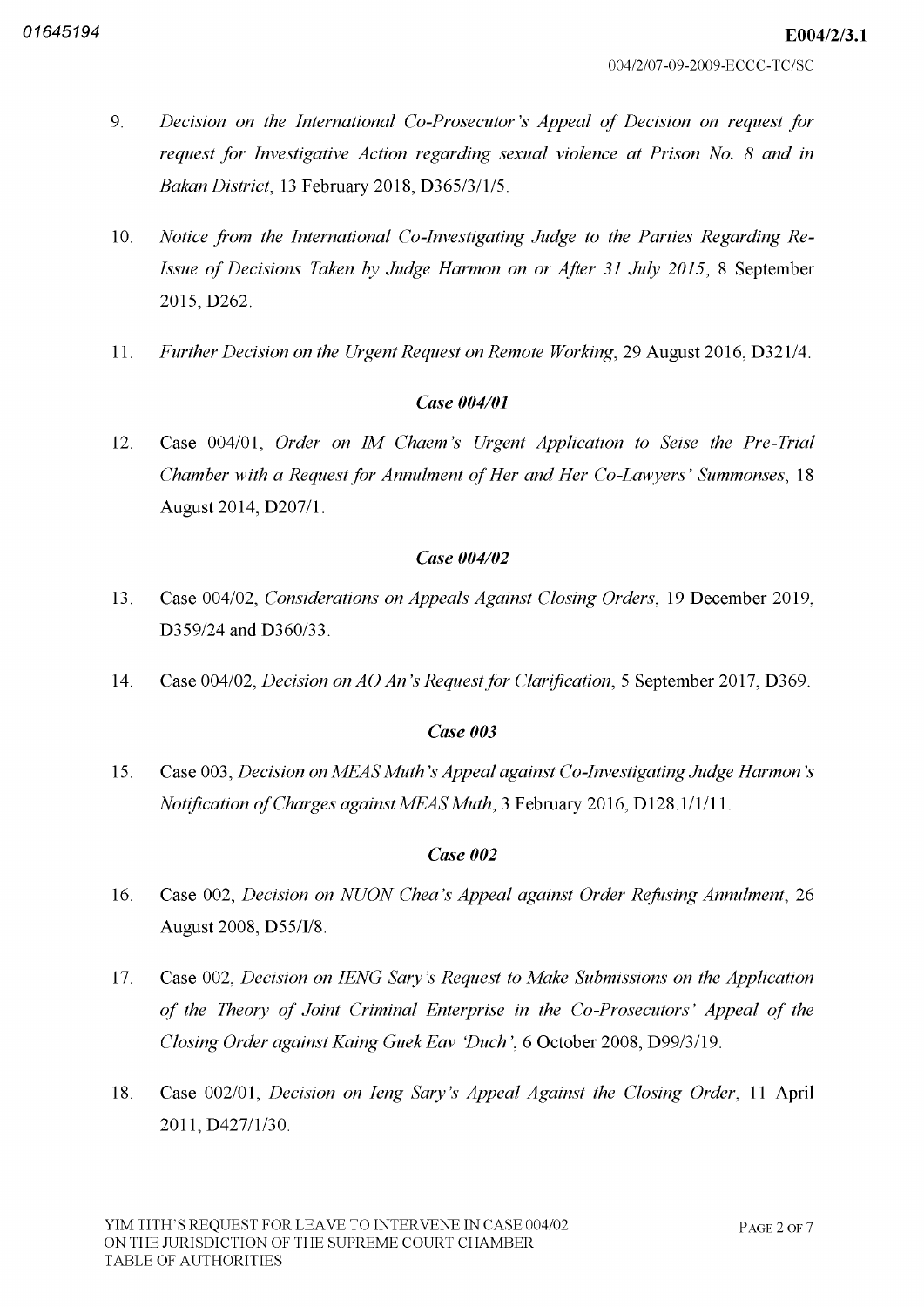9. *Decision on the International Co-Prosecutor's Appeal of Decision on request for request for Investigative Action regarding sexual violence at Prison No. 8 and in Bakan District*, 13 February 2018, D365/3/1/5.

10. *Notice from the International Co-Investigating Judge to the Parties Regarding Re-Issue of Decisions Taken by Judge Harmon on or After 31 July 2015*, 8 September 2015, D262.

11. *Further Decision on the Urgent Request on Remote Working*, 29 August 2016, D321/4.

### *Case 004/01*

12. Case 004/01, *Order on IM Chaem's Urgent Application to Seise the Pre-Trial Chamber with a Request for Annulment of Her and Her Co-Lawyers' Summonses*, 18 August 2014, D207/1.

### *Case 004/02*

13. Case 004/02, *Considerations on Appeals Against Closing Orders*, 19 December 2019, D359/24 and D360/33.

14. Case 004/02, *Decision on AO An's Request for Clarification*, 5 September 2017, D369.

### *Case 003*

15. Case 003, *Decision on MEAS Muth's Appeal against Co-Investigating Judge Harmon's Notification of Charges against MEAS Muth*, 3 February 2016, D128.1/1/11.

### *Case 002*

16. Case 002, *Decision on NUON Chea's Appeal against Order Refusing Annulment*, 26 August 2008, D55/I/8.

17. Case 002, *Decision on IENG Sary's Request to Make Submissions on the Application of the Theory of Joint Criminal Enterprise in the Co-Prosecutors' Appeal of the Closing Order against Kaing Guek Eav 'Duch'*, 6 October 2008, D99/3/19.

18. Case 002/01, *Decision on Ieng Sary's Appeal Against the Closing Order*, 11 April 2011, D427/1/30.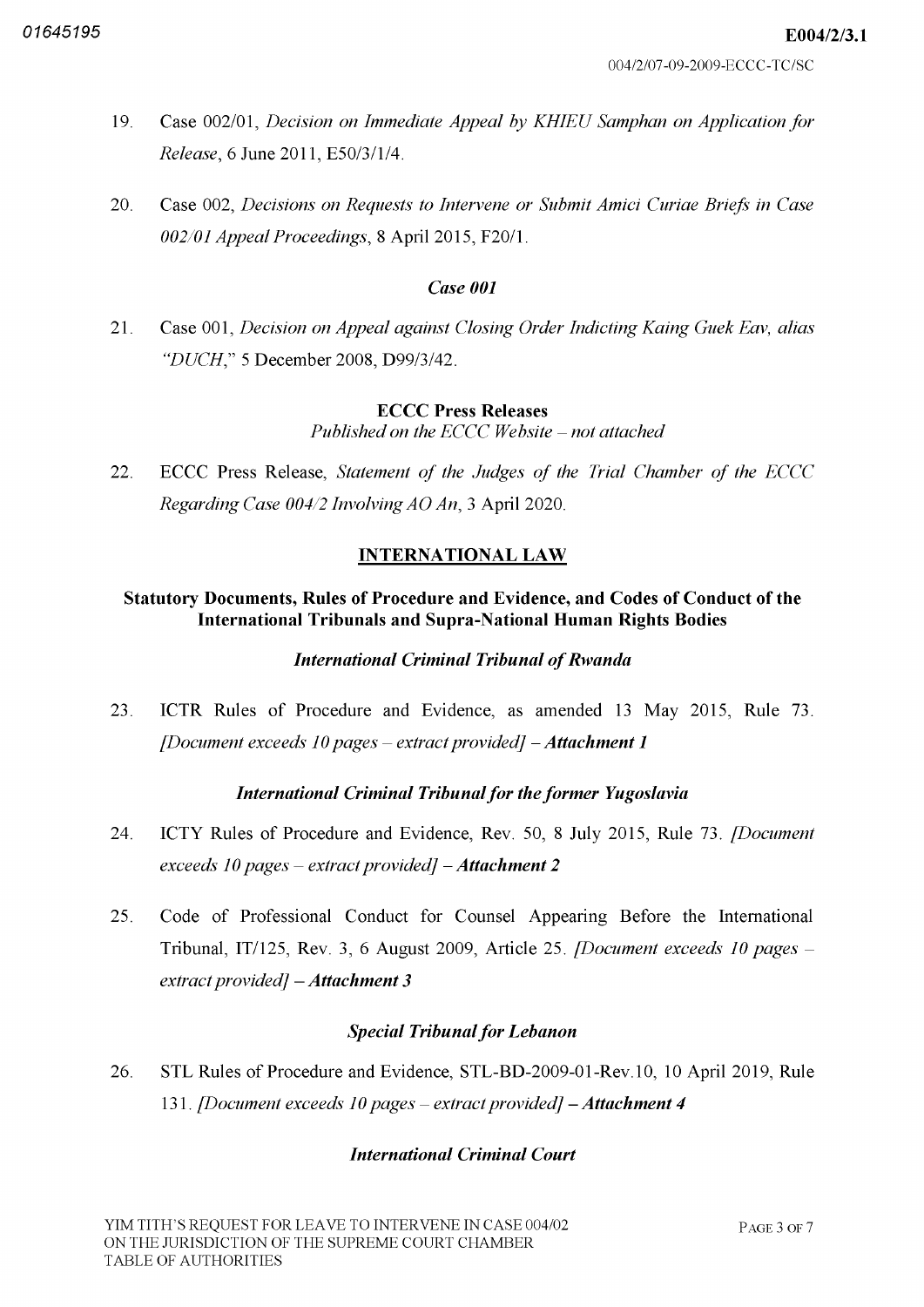19. Case 002/01, *Decision on Immediate Appeal by KHIEU Samphan on Application for Release*, 6 June 2011, E50/3/1/4.

20. Case 002, *Decisions on Requests to Intervene or Submit Amici Curiae Briefs in Case 002/01 Appeal Proceedings*, 8 April 2015, F20/1.

### *Case 001*

21. Case 001, *Decision on Appeal against Closing Order Indicting Kaing Guek Eav, alias "DUCH,"* 5 December 2008, D99/3/42.

### ECCC Press Releases

*Published on the ECCC Website – not attached*

22. ECCC Press Release, *Statement of the Judges of the Trial Chamber of the ECCC Regarding Case 004/2 Involving AO An*, 3 April 2020.

## INTERNATIONAL LAW

### Statutory Documents, Rules of Procedure and Evidence, and Codes of Conduct of the International Tribunals and Supra-National Human Rights Bodies

#### *International Criminal Tribunal of Rwanda*

23. ICTR Rules of Procedure and Evidence, as amended 13 May 2015, Rule 73. *[Document exceeds 10 pages – extract provided]* ***– Attachment 1***

#### *International Criminal Tribunal for the former Yugoslavia*

24. ICTY Rules of Procedure and Evidence, Rev. 50, 8 July 2015, Rule 73. *[Document exceeds 10 pages – extract provided]* ***– Attachment 2***

25. Code of Professional Conduct for Counsel Appearing Before the International Tribunal, IT/125, Rev. 3, 6 August 2009, Article 25. *[Document exceeds 10 pages – extract provided]* ***– Attachment 3***

#### *Special Tribunal for Lebanon*

26. STL Rules of Procedure and Evidence, STL-BD-2009-01-Rev.10, 10 April 2019, Rule 131. *[Document exceeds 10 pages – extract provided]* ***– Attachment 4***

#### *International Criminal Court*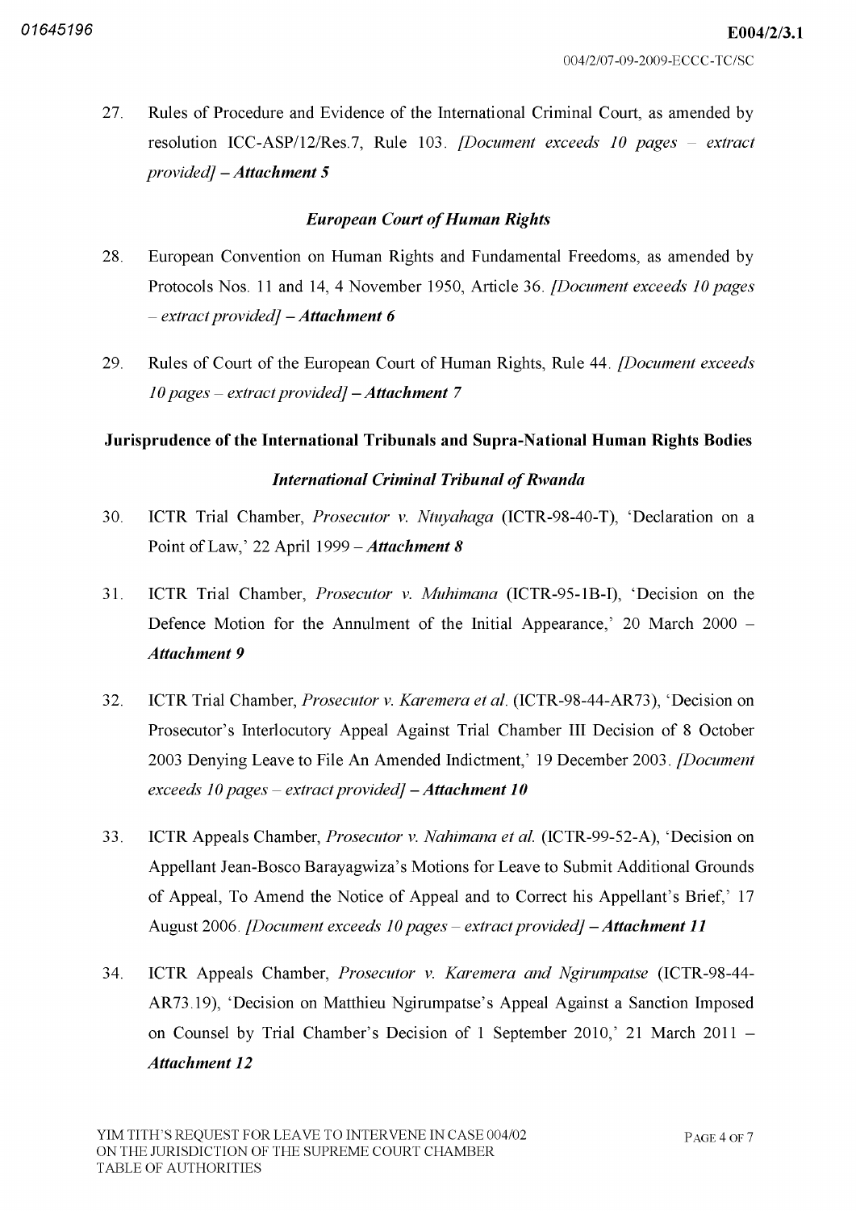27. Rules of Procedure and Evidence of the International Criminal Court, as amended by resolution ICC-ASP/12/Res.7, Rule 103. *[Document exceeds 10 pages – extract provided]* – ***Attachment 5***

### *European Court of Human Rights*

28. European Convention on Human Rights and Fundamental Freedoms, as amended by Protocols Nos. 11 and 14, 4 November 1950, Article 36. *[Document exceeds 10 pages – extract provided]* – ***Attachment 6***

29. Rules of Court of the European Court of Human Rights, Rule 44. *[Document exceeds 10 pages – extract provided]* – ***Attachment 7***

## Jurisprudence of the International Tribunals and Supra-National Human Rights Bodies

### *International Criminal Tribunal of Rwanda*

30. ICTR Trial Chamber, *Prosecutor v. Ntuyahaga* (ICTR-98-40-T), 'Declaration on a Point of Law,' 22 April 1999 – ***Attachment 8***

31. ICTR Trial Chamber, *Prosecutor v. Muhimana* (ICTR-95-1B-I), 'Decision on the Defence Motion for the Annulment of the Initial Appearance,' 20 March 2000 – ***Attachment 9***

32. ICTR Trial Chamber, *Prosecutor v. Karemera et al.* (ICTR-98-44-AR73), 'Decision on Prosecutor's Interlocutory Appeal Against Trial Chamber III Decision of 8 October 2003 Denying Leave to File An Amended Indictment,' 19 December 2003. *[Document exceeds 10 pages – extract provided]* – ***Attachment 10***

33. ICTR Appeals Chamber, *Prosecutor v. Nahimana et al.* (ICTR-99-52-A), 'Decision on Appellant Jean-Bosco Barayagwiza's Motions for Leave to Submit Additional Grounds of Appeal, To Amend the Notice of Appeal and to Correct his Appellant's Brief,' 17 August 2006. *[Document exceeds 10 pages – extract provided]* – ***Attachment 11***

34. ICTR Appeals Chamber, *Prosecutor v. Karemera and Ngirumpatse* (ICTR-98-44-AR73.19), 'Decision on Matthieu Ngirumpatse's Appeal Against a Sanction Imposed on Counsel by Trial Chamber's Decision of 1 September 2010,' 21 March 2011 – ***Attachment 12***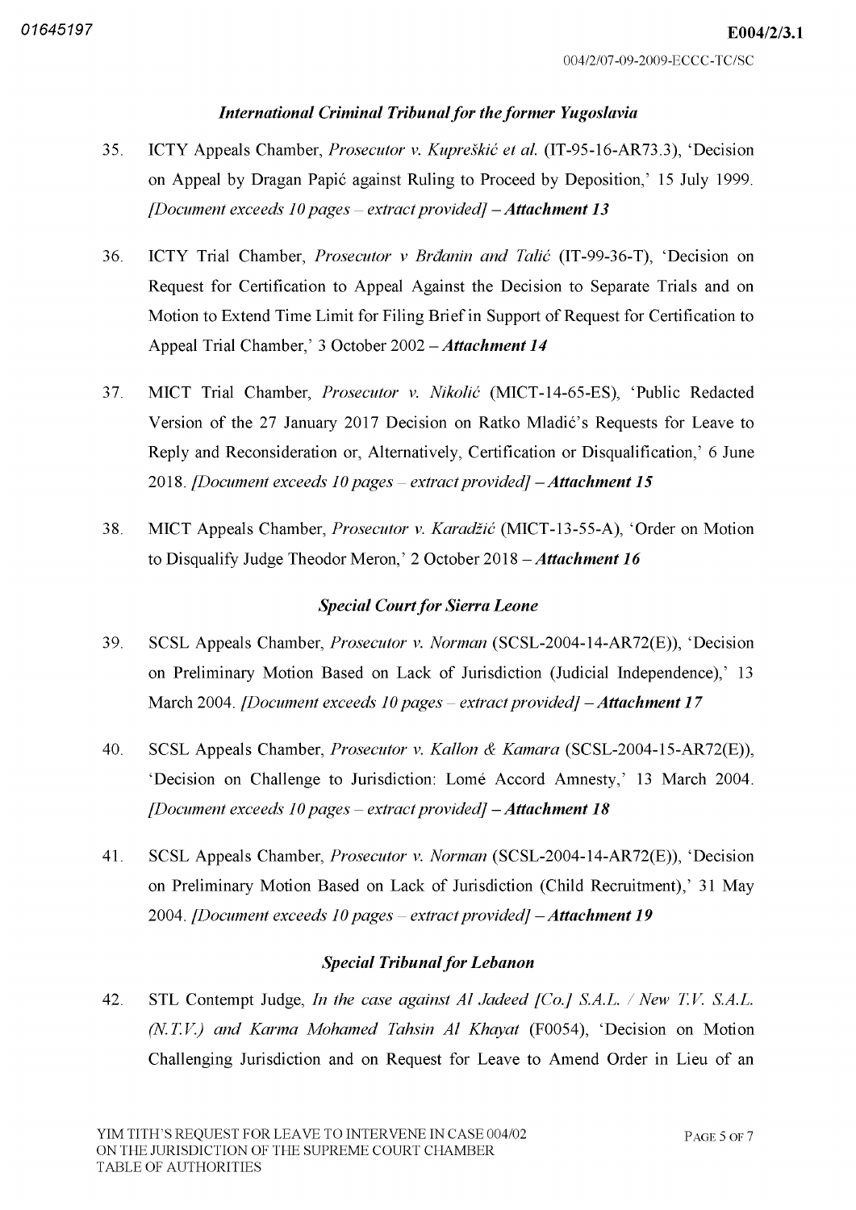### *International Criminal Tribunal for the former Yugoslavia*

35. ICTY Appeals Chamber, *Prosecutor v. Kupreškić et al.* (IT-95-16-AR73.3), 'Decision on Appeal by Dragan Papić against Ruling to Proceed by Deposition,' 15 July 1999. *[Document exceeds 10 pages – extract provided]* – ***Attachment 13***

36. ICTY Trial Chamber, *Prosecutor v Brđanin and Talić* (IT-99-36-T), 'Decision on Request for Certification to Appeal Against the Decision to Separate Trials and on Motion to Extend Time Limit for Filing Brief in Support of Request for Certification to Appeal Trial Chamber,' 3 October 2002 – ***Attachment 14***

37. MICT Trial Chamber, *Prosecutor v. Nikolić* (MICT-14-65-ES), 'Public Redacted Version of the 27 January 2017 Decision on Ratko Mladić's Requests for Leave to Reply and Reconsideration or, Alternatively, Certification or Disqualification,' 6 June 2018. *[Document exceeds 10 pages – extract provided]* – ***Attachment 15***

38. MICT Appeals Chamber, *Prosecutor v. Karadžić* (MICT-13-55-A), 'Order on Motion to Disqualify Judge Theodor Meron,' 2 October 2018 – ***Attachment 16***

### *Special Court for Sierra Leone*

39. SCSL Appeals Chamber, *Prosecutor v. Norman* (SCSL-2004-14-AR72(E)), 'Decision on Preliminary Motion Based on Lack of Jurisdiction (Judicial Independence),' 13 March 2004. *[Document exceeds 10 pages – extract provided]* – ***Attachment 17***

40. SCSL Appeals Chamber, *Prosecutor v. Kallon & Kamara* (SCSL-2004-15-AR72(E)), 'Decision on Challenge to Jurisdiction: Lomé Accord Amnesty,' 13 March 2004. *[Document exceeds 10 pages – extract provided]* – ***Attachment 18***

41. SCSL Appeals Chamber, *Prosecutor v. Norman* (SCSL-2004-14-AR72(E)), 'Decision on Preliminary Motion Based on Lack of Jurisdiction (Child Recruitment),' 31 May 2004. *[Document exceeds 10 pages – extract provided]* – ***Attachment 19***

### *Special Tribunal for Lebanon*

42. STL Contempt Judge, *In the case against Al Jadeed [Co.] S.A.L. / New T.V. S.A.L. (N.T.V.) and Karma Mohamed Tahsin Al Khayat* (F0054), 'Decision on Motion Challenging Jurisdiction and on Request for Leave to Amend Order in Lieu of an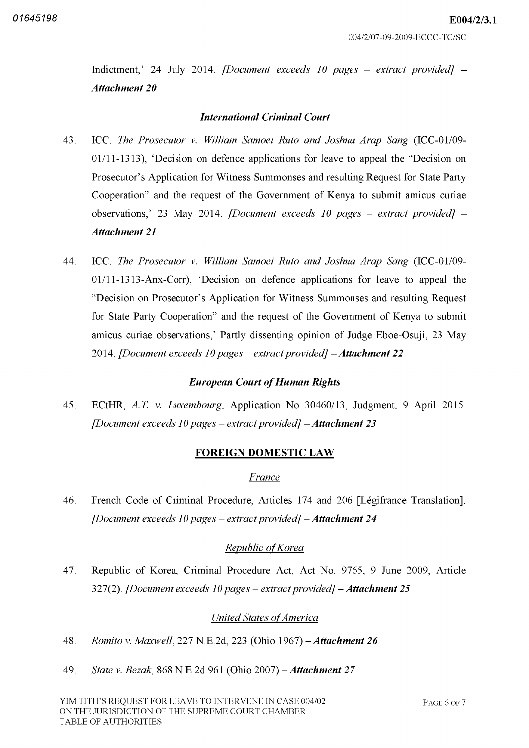Indictment,' 24 July 2014. *[Document exceeds 10 pages – extract provided]* – ***Attachment 20***

### *International Criminal Court*

43. ICC, *The Prosecutor v. William Samoei Ruto and Joshua Arap Sang* (ICC-01/09-01/11-1313), 'Decision on defence applications for leave to appeal the "Decision on Prosecutor's Application for Witness Summonses and resulting Request for State Party Cooperation" and the request of the Government of Kenya to submit amicus curiae observations,' 23 May 2014. *[Document exceeds 10 pages – extract provided]* – ***Attachment 21***

44. ICC, *The Prosecutor v. William Samoei Ruto and Joshua Arap Sang* (ICC-01/09-01/11-1313-Anx-Corr), 'Decision on defence applications for leave to appeal the "Decision on Prosecutor's Application for Witness Summonses and resulting Request for State Party Cooperation" and the request of the Government of Kenya to submit amicus curiae observations,' Partly dissenting opinion of Judge Eboe-Osuji, 23 May 2014. *[Document exceeds 10 pages – extract provided]* – ***Attachment 22***

### *European Court of Human Rights*

45. ECtHR, *A.T. v. Luxembourg*, Application No 30460/13, Judgment, 9 April 2015. *[Document exceeds 10 pages – extract provided]* – ***Attachment 23***

## FOREIGN DOMESTIC LAW

### *France*

46. French Code of Criminal Procedure, Articles 174 and 206 [Légifrance Translation]. *[Document exceeds 10 pages – extract provided]* – ***Attachment 24***

### *Republic of Korea*

47. Republic of Korea, Criminal Procedure Act, Act No. 9765, 9 June 2009, Article 327(2). *[Document exceeds 10 pages – extract provided]* – ***Attachment 25***

### *United States of America*

48. *Romito v. Maxwell*, 227 N.E.2d, 223 (Ohio 1967) – ***Attachment 26***

49. *State v. Bezak*, 868 N.E.2d 961 (Ohio 2007) – ***Attachment 27***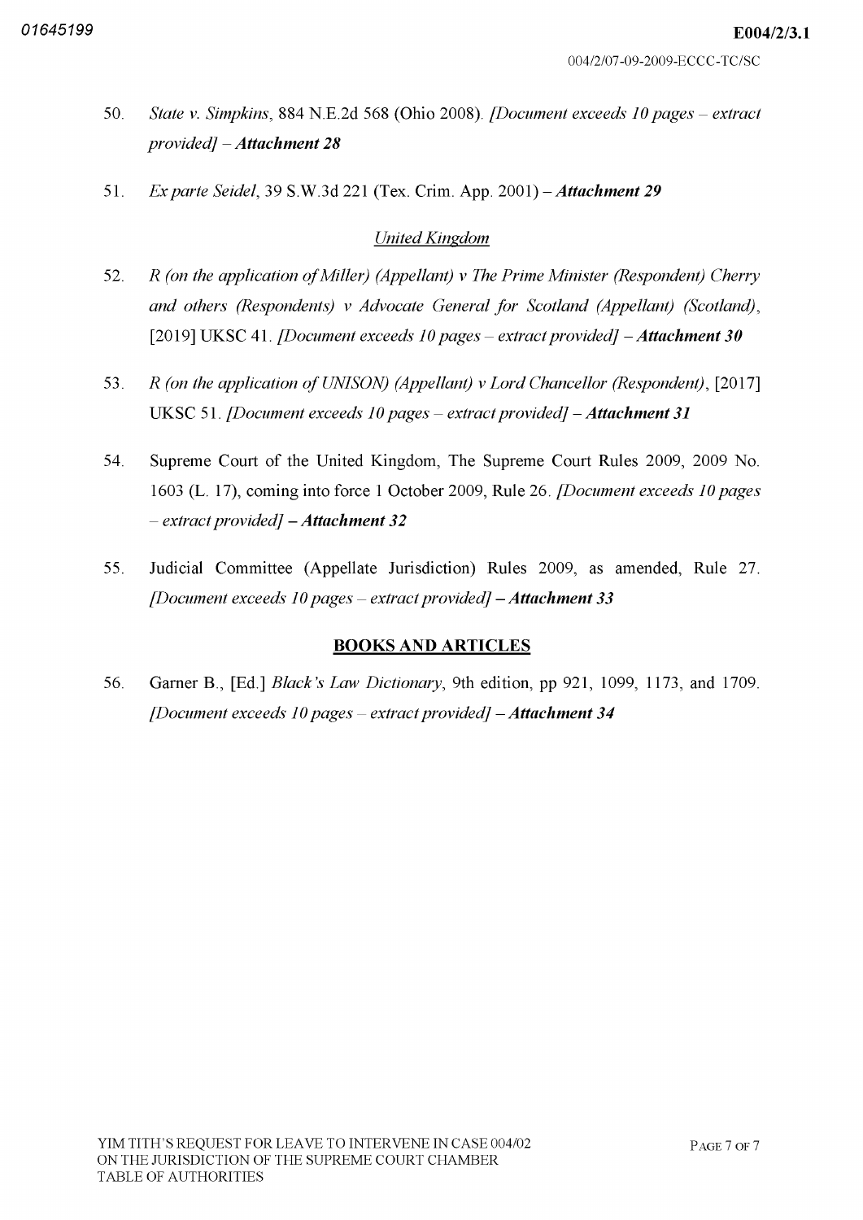50. *State v. Simpkins*, 884 N.E.2d 568 (Ohio 2008). *[Document exceeds 10 pages – extract provided] – **Attachment 28***

51. *Ex parte Seidel*, 39 S.W.3d 221 (Tex. Crim. App. 2001) – ***Attachment 29***

<u>United Kingdom</u>

52. *R (on the application of Miller) (Appellant) v The Prime Minister (Respondent) Cherry and others (Respondents) v Advocate General for Scotland (Appellant) (Scotland)*, [2019] UKSC 41. *[Document exceeds 10 pages – extract provided] – **Attachment 30***

53. *R (on the application of UNISON) (Appellant) v Lord Chancellor (Respondent)*, [2017] UKSC 51. *[Document exceeds 10 pages – extract provided] – **Attachment 31***

54. Supreme Court of the United Kingdom, The Supreme Court Rules 2009, 2009 No. 1603 (L. 17), coming into force 1 October 2009, Rule 26. *[Document exceeds 10 pages – extract provided] – **Attachment 32***

55. Judicial Committee (Appellate Jurisdiction) Rules 2009, as amended, Rule 27. *[Document exceeds 10 pages – extract provided] – **Attachment 33***

## BOOKS AND ARTICLES

56. Garner B., [Ed.] *Black's Law Dictionary*, 9th edition, pp 921, 1099, 1173, and 1709. *[Document exceeds 10 pages – extract provided] – **Attachment 34***